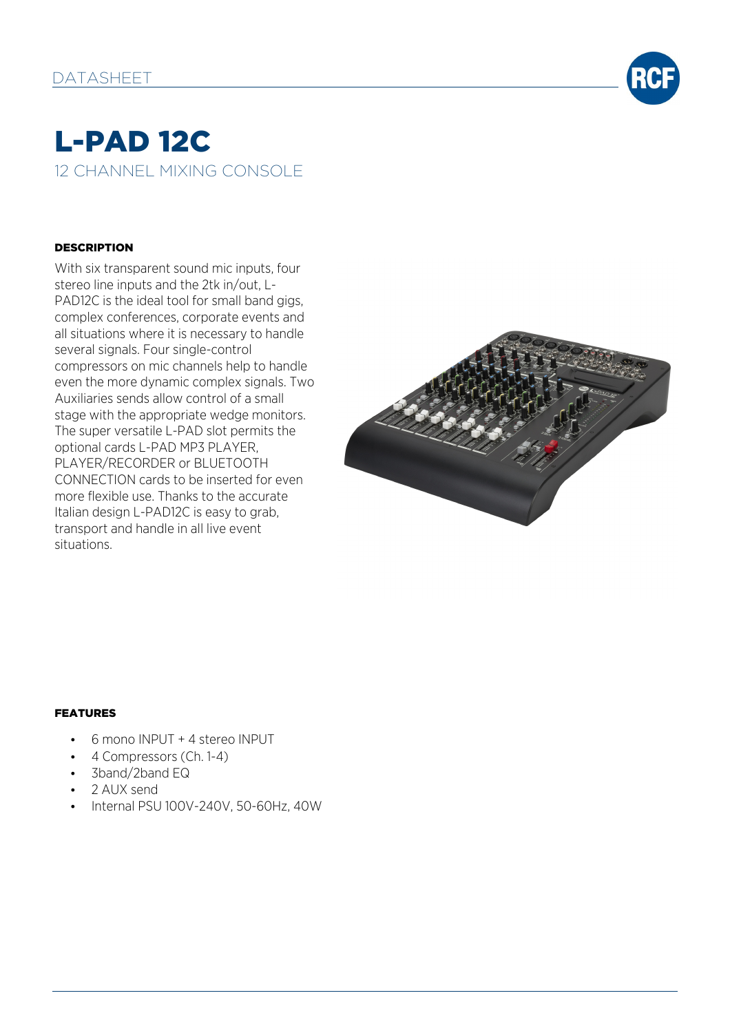DATASHEET

# L-PAD 12C

## 12 CHANNEL MIXING CONSOLE

### DESCRIPTION

With six transparent sound mic inputs, four stereo line inputs and the 2tk in/out, L-PAD12C is the ideal tool for small band gigs, complex conferences, corporate events and all situations where it is necessary to handle several signals. Four single-control compressors on mic channels help to handle even the more dynamic complex signals. Two Auxiliaries sends allow control of a small stage with the appropriate wedge monitors. The super versatile L-PAD slot permits the optional cards L-PAD MP3 PLAYER, PLAYER/RECORDER or BLUETOOTH CONNECTION cards to be inserted for even more flexible use. Thanks to the accurate Italian design L-PAD12C is easy to grab, transport and handle in all live event situations.

### FEATURES

- 6 mono INPUT + 4 stereo INPUT
- 4 Compressors (Ch. 1-4)
- 3band/2band EQ
- 2 AUX send
- Internal PSU 100V-240V, 50-60Hz, 40W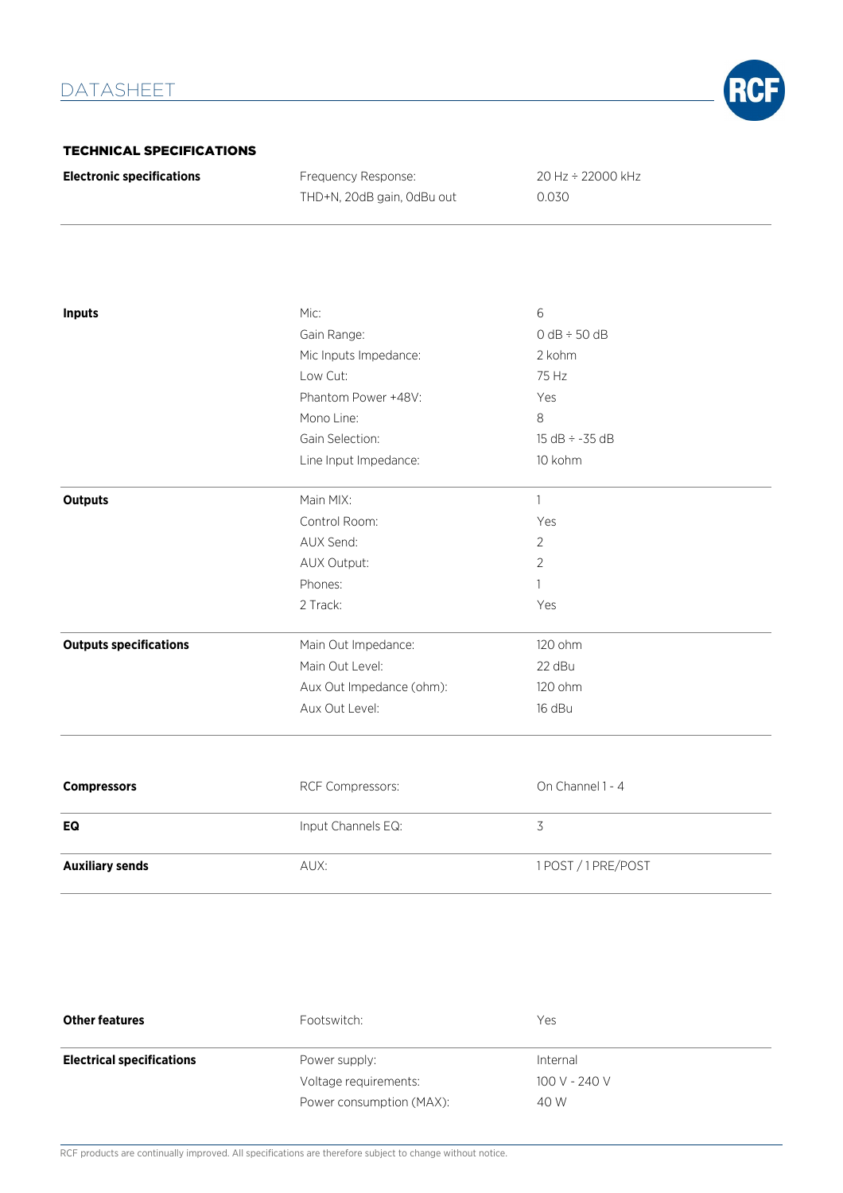# DATASHEET

## TECHNICAL SPECIFICATIONS

| | | |
|---|---|---|
| **Electronic specifications** | Frequency Response: | 20 Hz ÷ 22000 kHz |
| | THD+N, 20dB gain, 0dBu out | 0.030 |
| **Inputs** | Mic: | 6 |
| | Gain Range: | 0 dB ÷ 50 dB |
| | Mic Inputs Impedance: | 2 kohm |
| | Low Cut: | 75 Hz |
| | Phantom Power +48V: | Yes |
| | Mono Line: | 8 |
| | Gain Selection: | 15 dB ÷ -35 dB |
| | Line Input Impedance: | 10 kohm |
| **Outputs** | Main MIX: | 1 |
| | Control Room: | Yes |
| | AUX Send: | 2 |
| | AUX Output: | 2 |
| | Phones: | 1 |
| | 2 Track: | Yes |
| **Outputs specifications** | Main Out Impedance: | 120 ohm |
| | Main Out Level: | 22 dBu |
| | Aux Out Impedance (ohm): | 120 ohm |
| | Aux Out Level: | 16 dBu |
| **Compressors** | RCF Compressors: | On Channel 1 - 4 |
| **EQ** | Input Channels EQ: | 3 |
| **Auxiliary sends** | AUX: | 1 POST / 1 PRE/POST |
| **Other features** | Footswitch: | Yes |
| **Electrical specifications** | Power supply: | Internal |
| | Voltage requirements: | 100 V - 240 V |
| | Power consumption (MAX): | 40 W |

RCF products are continually improved. All specifications are therefore subject to change without notice.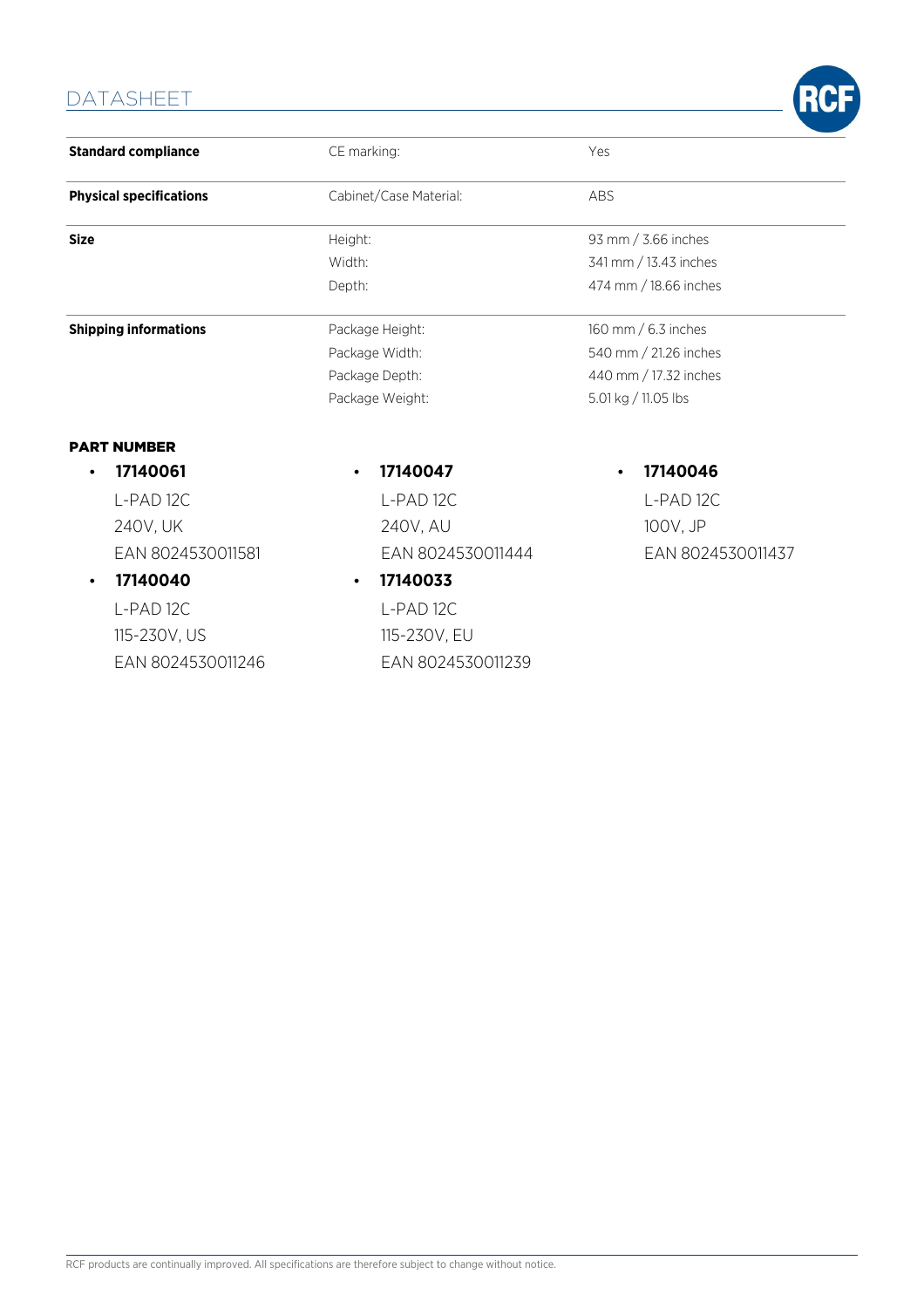| | | |
|---|---|---|
| **Standard compliance** | CE marking: | Yes |
| **Physical specifications** | Cabinet/Case Material: | ABS |
| **Size** | Height:<br>Width:<br>Depth: | 93 mm / 3.66 inches<br>341 mm / 13.43 inches<br>474 mm / 18.66 inches |
| **Shipping informations** | Package Height:<br>Package Width:<br>Package Depth:<br>Package Weight: | 160 mm / 6.3 inches<br>540 mm / 21.26 inches<br>440 mm / 17.32 inches<br>5.01 kg / 11.05 lbs |

**PART NUMBER**

- **17140061**
  L-PAD 12C
  240V, UK
  EAN 8024530011581
- **17140047**
  L-PAD 12C
  240V, AU
  EAN 8024530011444
- **17140046**
  L-PAD 12C
  100V, JP
  EAN 8024530011437
- **17140040**
  L-PAD 12C
  115-230V, US
  EAN 8024530011246
- **17140033**
  L-PAD 12C
  115-230V, EU
  EAN 8024530011239